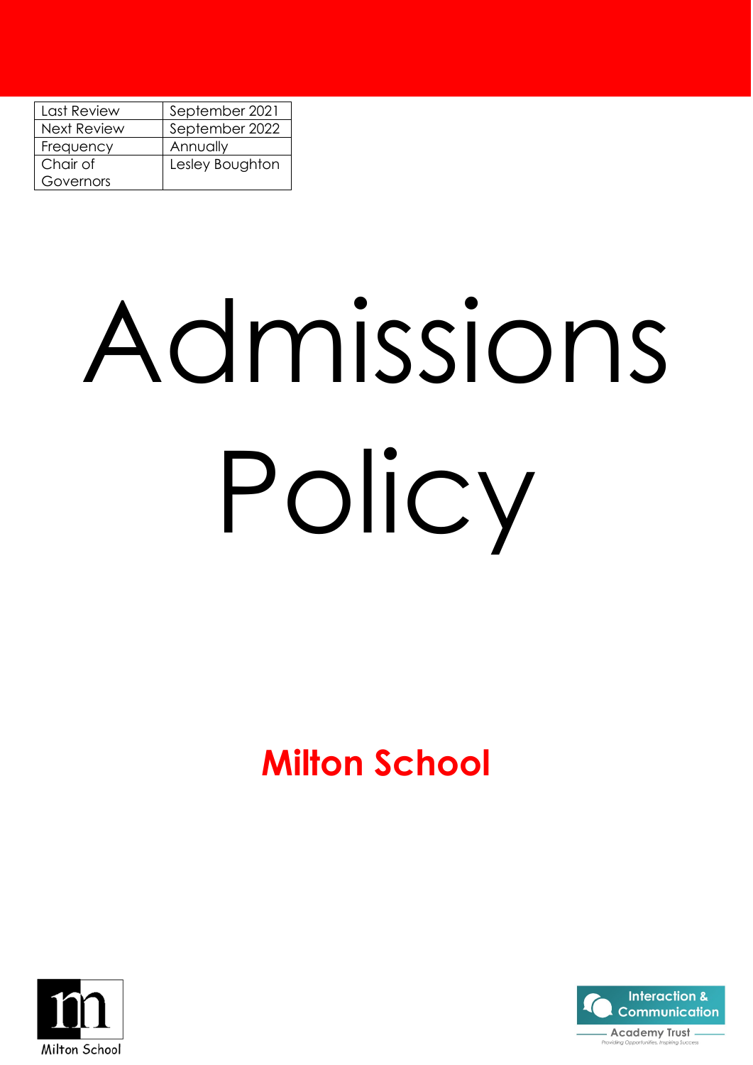| Last Review | September 2021 |
| --- | --- |
| Next Review | September 2022 |
| Frequency | Annually |
| Chair of Governors | Lesley Boughton |

# Admissions Policy

## Milton School

Milton School

Interaction & Communication Academy Trust

Providing Opportunities, Inspiring Success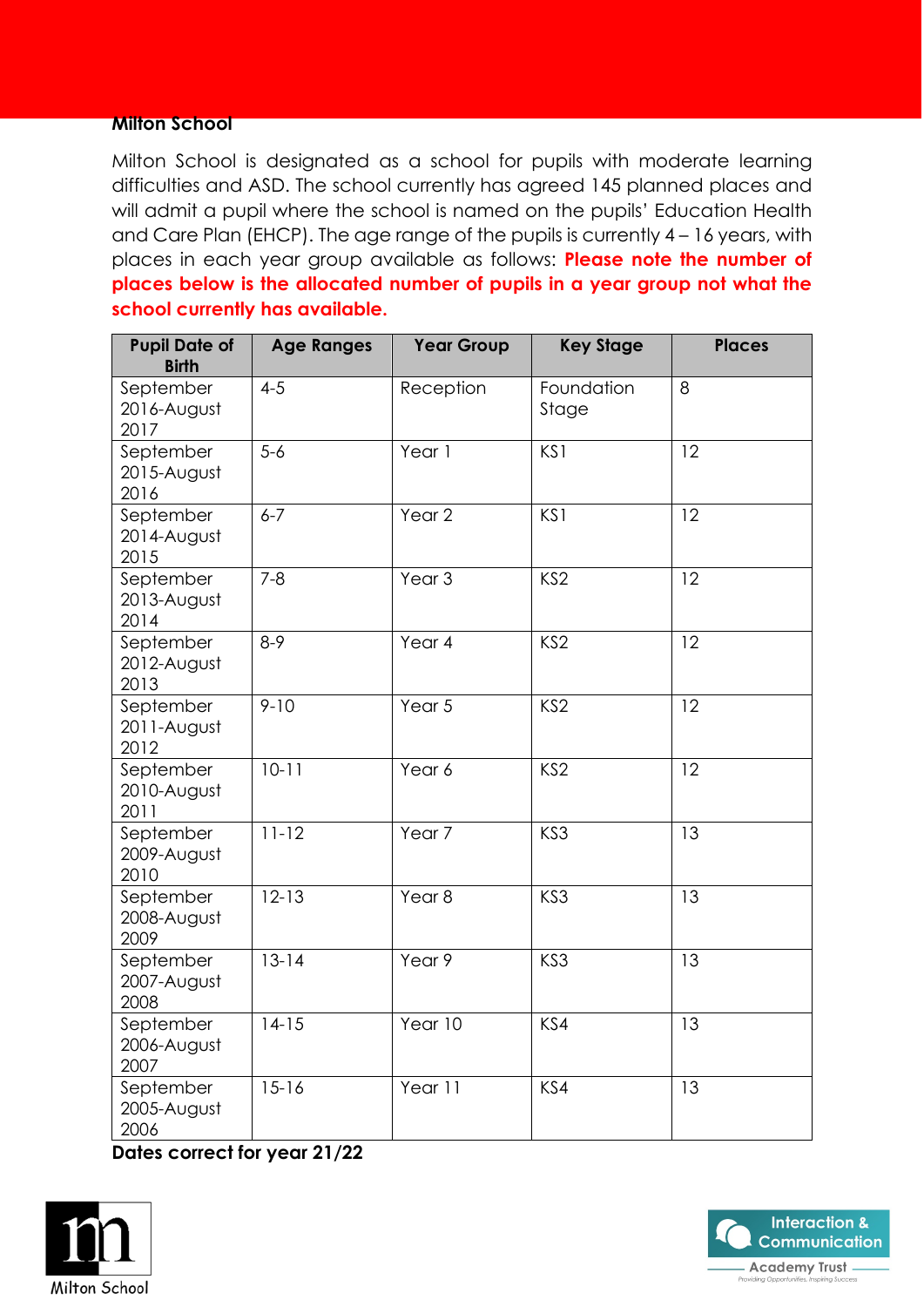**Milton School**

Milton School is designated as a school for pupils with moderate learning difficulties and ASD. The school currently has agreed 145 planned places and will admit a pupil where the school is named on the pupils' Education Health and Care Plan (EHCP). The age range of the pupils is currently 4 – 16 years, with places in each year group available as follows: **Please note the number of places below is the allocated number of pupils in a year group not what the school currently has available.**

| Pupil Date of Birth | Age Ranges | Year Group | Key Stage | Places |
|---|---|---|---|---|
| September 2016-August 2017 | 4-5 | Reception | Foundation Stage | 8 |
| September 2015-August 2016 | 5-6 | Year 1 | KS1 | 12 |
| September 2014-August 2015 | 6-7 | Year 2 | KS1 | 12 |
| September 2013-August 2014 | 7-8 | Year 3 | KS2 | 12 |
| September 2012-August 2013 | 8-9 | Year 4 | KS2 | 12 |
| September 2011-August 2012 | 9-10 | Year 5 | KS2 | 12 |
| September 2010-August 2011 | 10-11 | Year 6 | KS2 | 12 |
| September 2009-August 2010 | 11-12 | Year 7 | KS3 | 13 |
| September 2008-August 2009 | 12-13 | Year 8 | KS3 | 13 |
| September 2007-August 2008 | 13-14 | Year 9 | KS3 | 13 |
| September 2006-August 2007 | 14-15 | Year 10 | KS4 | 13 |
| September 2005-August 2006 | 15-16 | Year 11 | KS4 | 13 |

**Dates correct for year 21/22**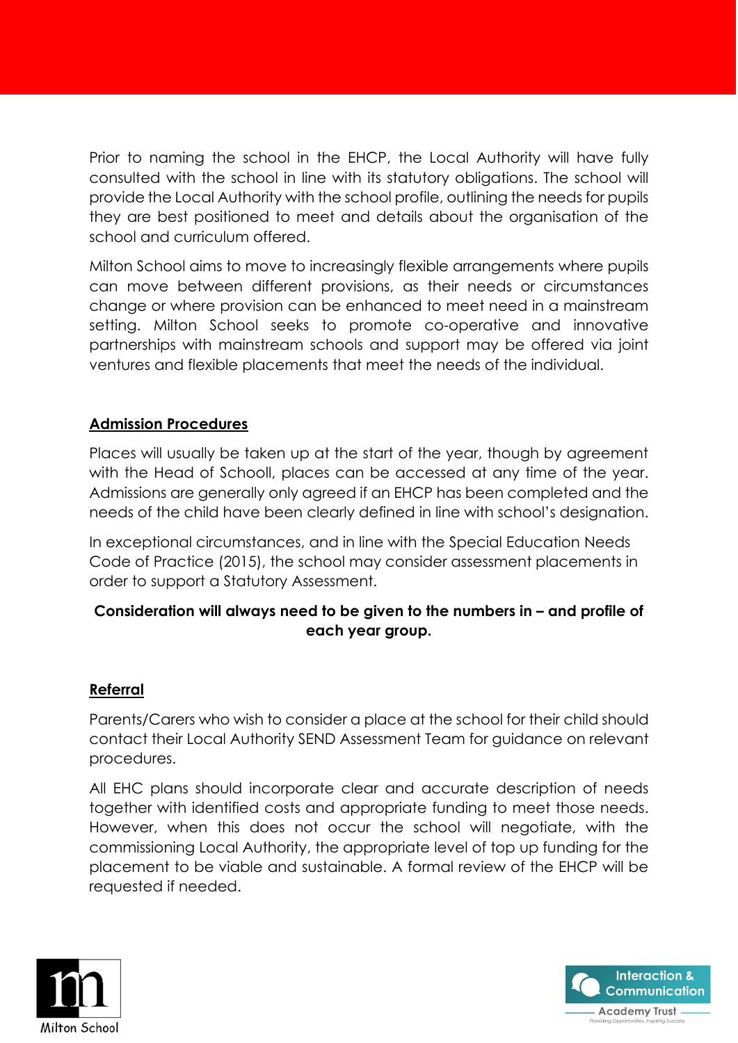Prior to naming the school in the EHCP, the Local Authority will have fully consulted with the school in line with its statutory obligations. The school will provide the Local Authority with the school profile, outlining the needs for pupils they are best positioned to meet and details about the organisation of the school and curriculum offered.

Milton School aims to move to increasingly flexible arrangements where pupils can move between different provisions, as their needs or circumstances change or where provision can be enhanced to meet need in a mainstream setting. Milton School seeks to promote co-operative and innovative partnerships with mainstream schools and support may be offered via joint ventures and flexible placements that meet the needs of the individual.

## Admission Procedures

Places will usually be taken up at the start of the year, though by agreement with the Head of Schooll, places can be accessed at any time of the year. Admissions are generally only agreed if an EHCP has been completed and the needs of the child have been clearly defined in line with school's designation.

In exceptional circumstances, and in line with the Special Education Needs Code of Practice (2015), the school may consider assessment placements in order to support a Statutory Assessment.

**Consideration will always need to be given to the numbers in – and profile of each year group.**

## Referral

Parents/Carers who wish to consider a place at the school for their child should contact their Local Authority SEND Assessment Team for guidance on relevant procedures.

All EHC plans should incorporate clear and accurate description of needs together with identified costs and appropriate funding to meet those needs. However, when this does not occur the school will negotiate, with the commissioning Local Authority, the appropriate level of top up funding for the placement to be viable and sustainable. A formal review of the EHCP will be requested if needed.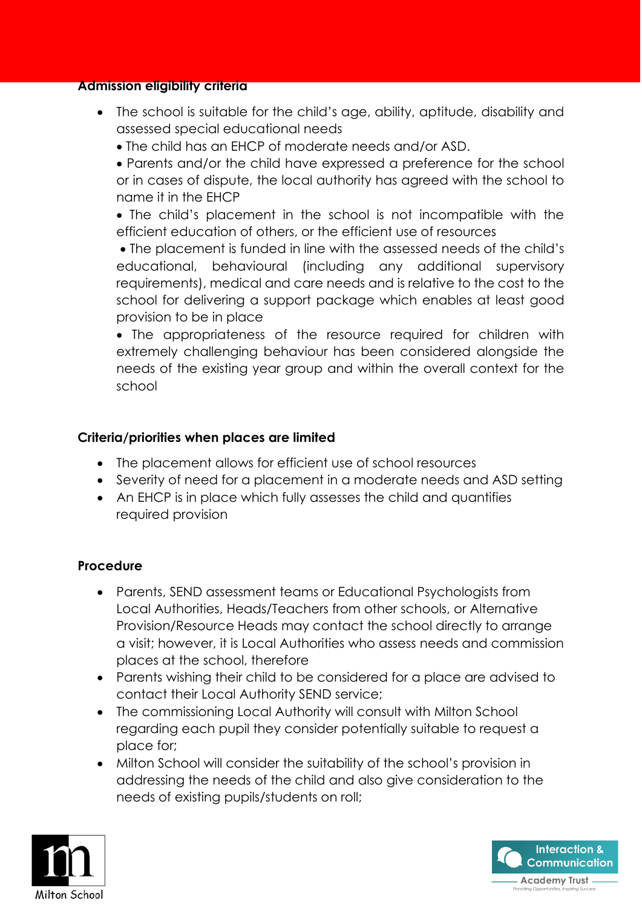**Admission eligibility criteria**

- The school is suitable for the child's age, ability, aptitude, disability and assessed special educational needs
  - The child has an EHCP of moderate needs and/or ASD.
  - Parents and/or the child have expressed a preference for the school or in cases of dispute, the local authority has agreed with the school to name it in the EHCP
  - The child's placement in the school is not incompatible with the efficient education of others, or the efficient use of resources
  - The placement is funded in line with the assessed needs of the child's educational, behavioural (including any additional supervisory requirements), medical and care needs and is relative to the cost to the school for delivering a support package which enables at least good provision to be in place
  - The appropriateness of the resource required for children with extremely challenging behaviour has been considered alongside the needs of the existing year group and within the overall context for the school

**Criteria/priorities when places are limited**

- The placement allows for efficient use of school resources
- Severity of need for a placement in a moderate needs and ASD setting
- An EHCP is in place which fully assesses the child and quantifies required provision

**Procedure**

- Parents, SEND assessment teams or Educational Psychologists from Local Authorities, Heads/Teachers from other schools, or Alternative Provision/Resource Heads may contact the school directly to arrange a visit; however, it is Local Authorities who assess needs and commission places at the school, therefore
- Parents wishing their child to be considered for a place are advised to contact their Local Authority SEND service;
- The commissioning Local Authority will consult with Milton School regarding each pupil they consider potentially suitable to request a place for;
- Milton School will consider the suitability of the school's provision in addressing the needs of the child and also give consideration to the needs of existing pupils/students on roll;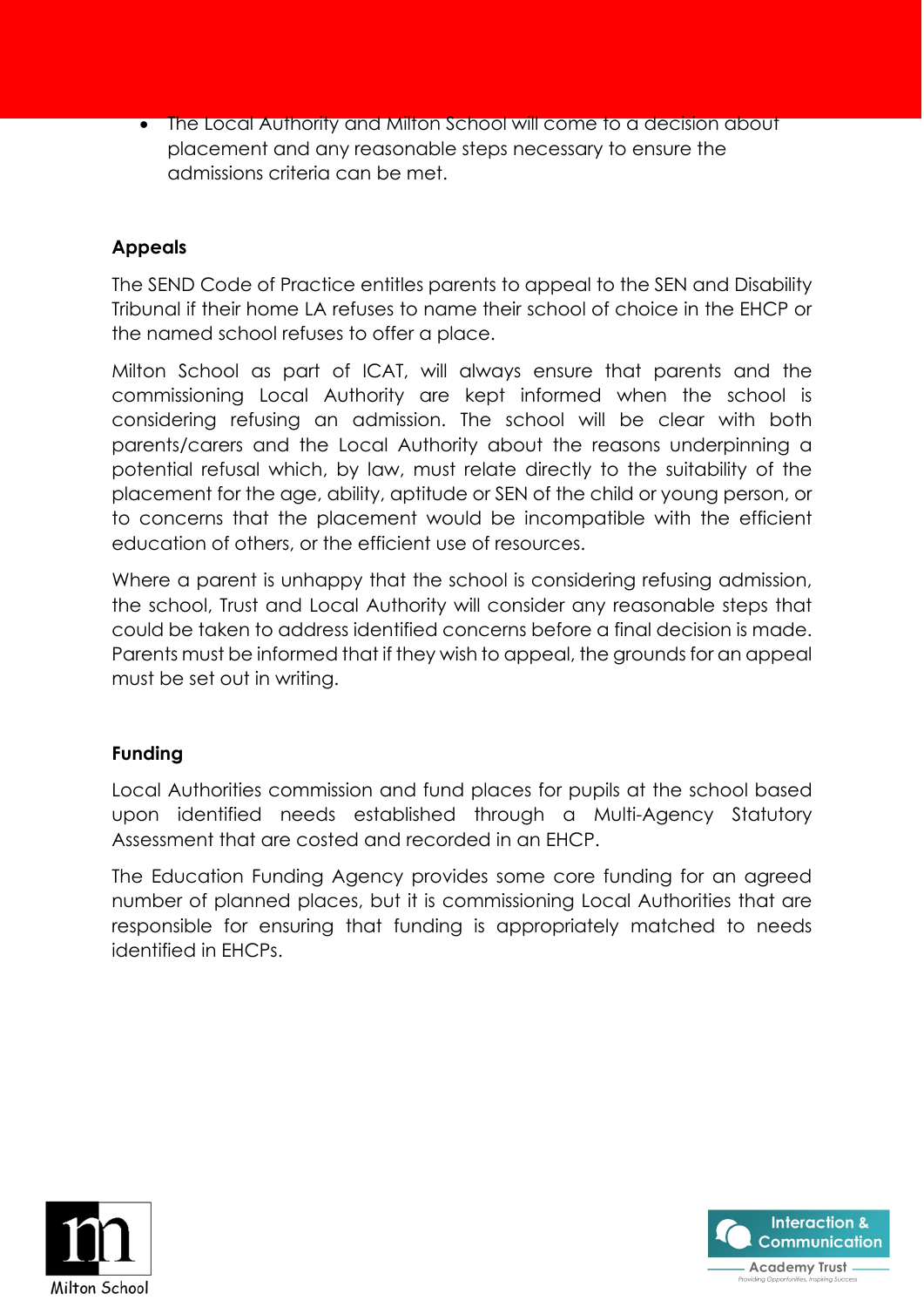- The Local Authority and Milton School will come to a decision about placement and any reasonable steps necessary to ensure the admissions criteria can be met.

**Appeals**

The SEND Code of Practice entitles parents to appeal to the SEN and Disability Tribunal if their home LA refuses to name their school of choice in the EHCP or the named school refuses to offer a place.

Milton School as part of ICAT, will always ensure that parents and the commissioning Local Authority are kept informed when the school is considering refusing an admission. The school will be clear with both parents/carers and the Local Authority about the reasons underpinning a potential refusal which, by law, must relate directly to the suitability of the placement for the age, ability, aptitude or SEN of the child or young person, or to concerns that the placement would be incompatible with the efficient education of others, or the efficient use of resources.

Where a parent is unhappy that the school is considering refusing admission, the school, Trust and Local Authority will consider any reasonable steps that could be taken to address identified concerns before a final decision is made. Parents must be informed that if they wish to appeal, the grounds for an appeal must be set out in writing.

**Funding**

Local Authorities commission and fund places for pupils at the school based upon identified needs established through a Multi-Agency Statutory Assessment that are costed and recorded in an EHCP.

The Education Funding Agency provides some core funding for an agreed number of planned places, but it is commissioning Local Authorities that are responsible for ensuring that funding is appropriately matched to needs identified in EHCPs.